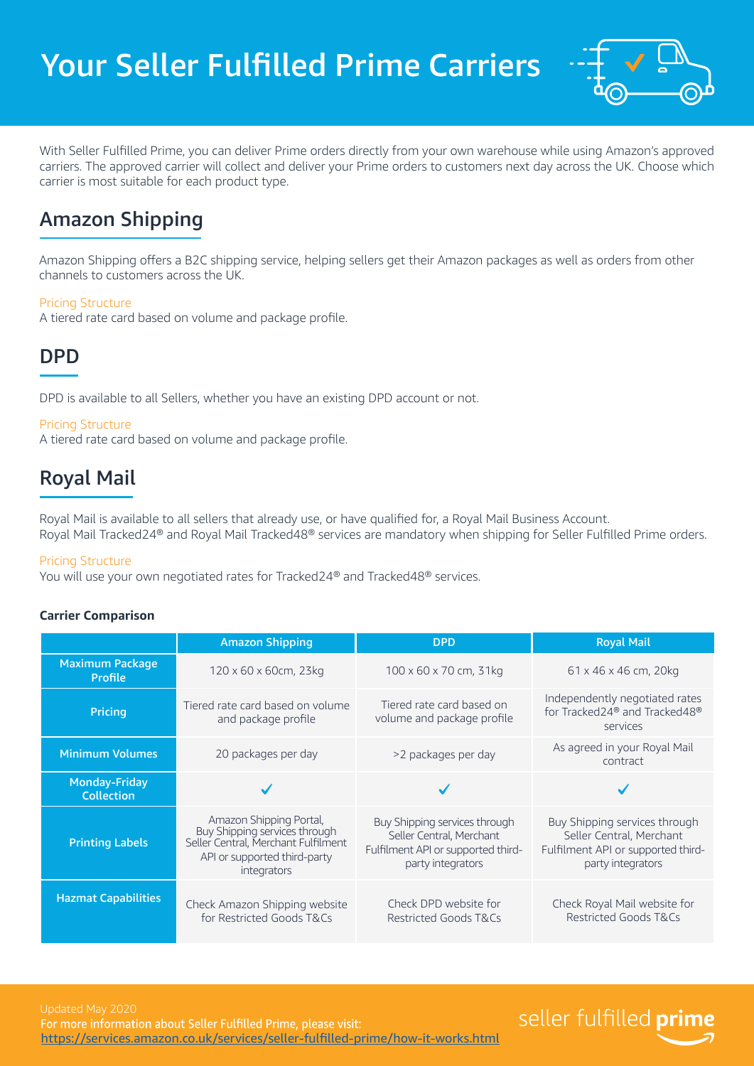# Your Seller Fulfilled Prime Carriers

With Seller Fulfilled Prime, you can deliver Prime orders directly from your own warehouse while using Amazon's approved carriers. The approved carrier will collect and deliver your Prime orders to customers next day across the UK. Choose which carrier is most suitable for each product type.

## Amazon Shipping

Amazon Shipping offers a B2C shipping service, helping sellers get their Amazon packages as well as orders from other channels to customers across the UK.

Pricing Structure
A tiered rate card based on volume and package profile.

## DPD

DPD is available to all Sellers, whether you have an existing DPD account or not.

Pricing Structure
A tiered rate card based on volume and package profile.

## Royal Mail

Royal Mail is available to all sellers that already use, or have qualified for, a Royal Mail Business Account.
Royal Mail Tracked24® and Royal Mail Tracked48® services are mandatory when shipping for Seller Fulfilled Prime orders.

Pricing Structure
You will use your own negotiated rates for Tracked24® and Tracked48® services.

**Carrier Comparison**

| | Amazon Shipping | DPD | Royal Mail |
|---|---|---|---|
| **Maximum Package Profile** | 120 x 60 x 60cm, 23kg | 100 x 60 x 70 cm, 31kg | 61 x 46 x 46 cm, 20kg |
| **Pricing** | Tiered rate card based on volume and package profile | Tiered rate card based on volume and package profile | Independently negotiated rates for Tracked24® and Tracked48® services |
| **Minimum Volumes** | 20 packages per day | >2 packages per day | As agreed in your Royal Mail contract |
| **Monday-Friday Collection** | ✓ | ✓ | ✓ |
| **Printing Labels** | Amazon Shipping Portal, Buy Shipping services through Seller Central, Merchant Fulfilment API or supported third-party integrators | Buy Shipping services through Seller Central, Merchant Fulfilment API or supported third-party integrators | Buy Shipping services through Seller Central, Merchant Fulfilment API or supported third-party integrators |
| **Hazmat Capabilities** | Check Amazon Shipping website for Restricted Goods T&Cs | Check DPD website for Restricted Goods T&Cs | Check Royal Mail website for Restricted Goods T&Cs |

Updated May 2020
For more information about Seller Fulfilled Prime, please visit:
https://services.amazon.co.uk/services/seller-fulfilled-prime/how-it-works.html

seller fulfilled **prime**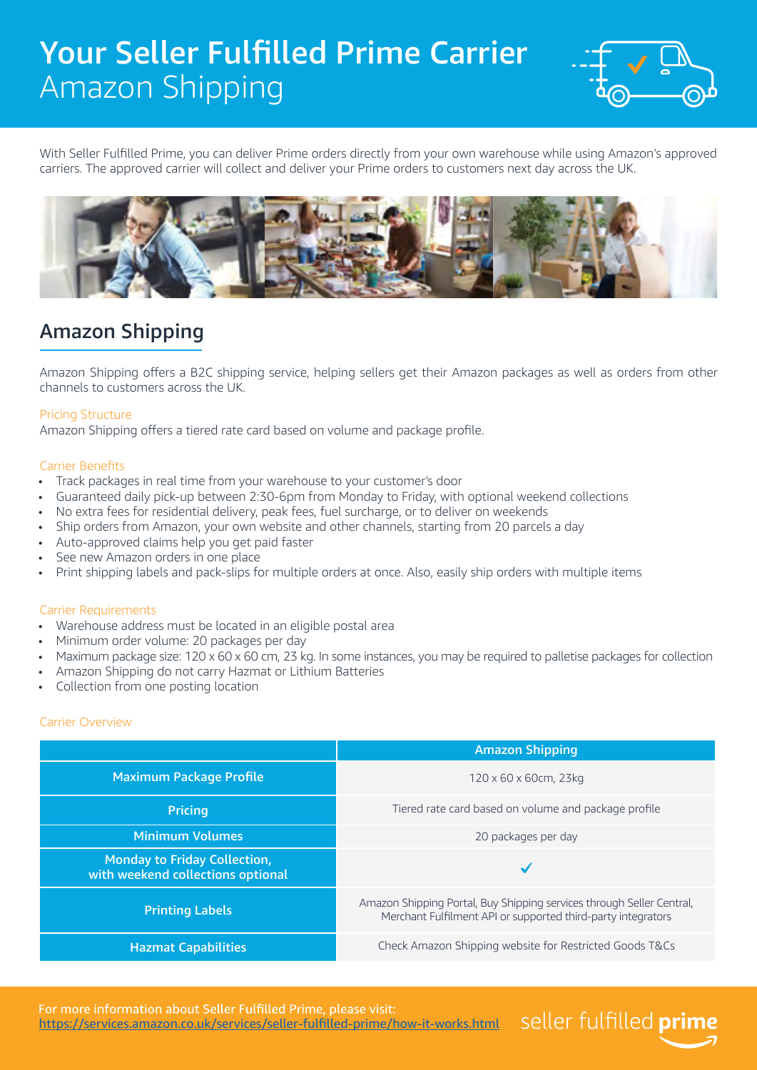# Your Seller Fulfilled Prime Carrier
Amazon Shipping

With Seller Fulfilled Prime, you can deliver Prime orders directly from your own warehouse while using Amazon's approved carriers. The approved carrier will collect and deliver your Prime orders to customers next day across the UK.

## Amazon Shipping

Amazon Shipping offers a B2C shipping service, helping sellers get their Amazon packages as well as orders from other channels to customers across the UK.

### Pricing Structure

Amazon Shipping offers a tiered rate card based on volume and package profile.

### Carrier Benefits

- Track packages in real time from your warehouse to your customer's door
- Guaranteed daily pick-up between 2:30-6pm from Monday to Friday, with optional weekend collections
- No extra fees for residential delivery, peak fees, fuel surcharge, or to deliver on weekends
- Ship orders from Amazon, your own website and other channels, starting from 20 parcels a day
- Auto-approved claims help you get paid faster
- See new Amazon orders in one place
- Print shipping labels and pack-slips for multiple orders at once. Also, easily ship orders with multiple items

### Carrier Requirements

- Warehouse address must be located in an eligible postal area
- Minimum order volume: 20 packages per day
- Maximum package size: 120 x 60 x 60 cm, 23 kg. In some instances, you may be required to palletise packages for collection
- Amazon Shipping do not carry Hazmat or Lithium Batteries
- Collection from one posting location

### Carrier Overview

| | Amazon Shipping |
|---|---|
| **Maximum Package Profile** | 120 x 60 x 60cm, 23kg |
| **Pricing** | Tiered rate card based on volume and package profile |
| **Minimum Volumes** | 20 packages per day |
| **Monday to Friday Collection, with weekend collections optional** | ✓ |
| **Printing Labels** | Amazon Shipping Portal, Buy Shipping services through Seller Central, Merchant Fulfilment API or supported third-party integrators |
| **Hazmat Capabilities** | Check Amazon Shipping website for Restricted Goods T&Cs |

For more information about Seller Fulfilled Prime, please visit:
https://services.amazon.co.uk/services/seller-fulfilled-prime/how-it-works.html

seller fulfilled **prime**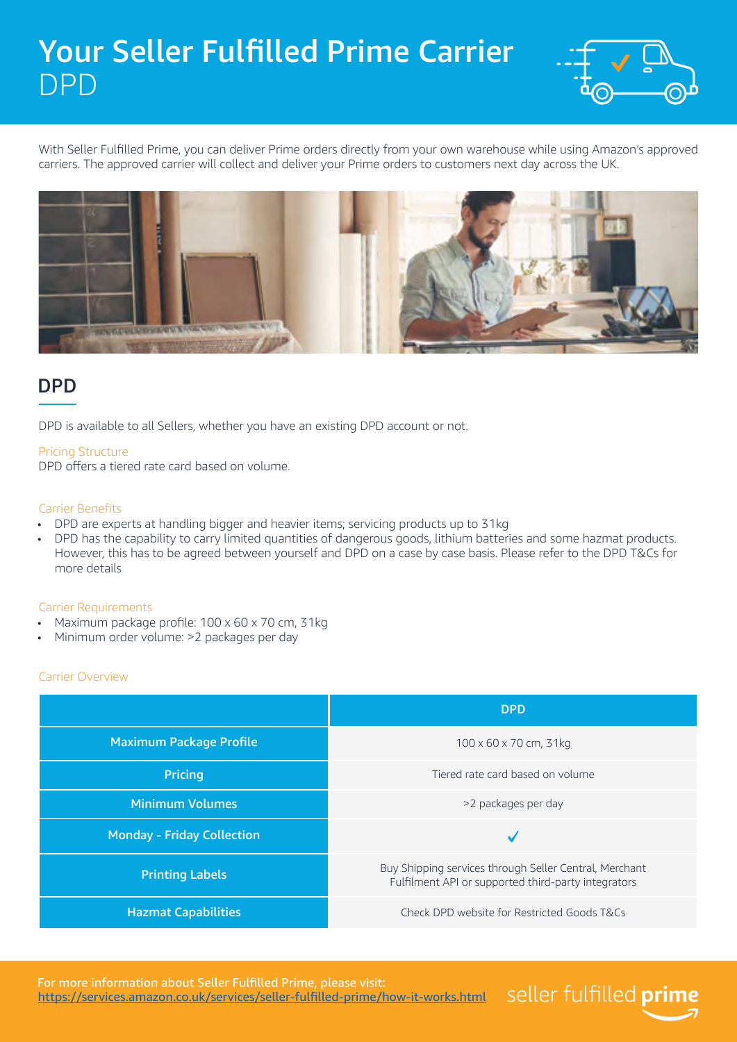# Your Seller Fulfilled Prime Carrier
DPD

With Seller Fulfilled Prime, you can deliver Prime orders directly from your own warehouse while using Amazon's approved carriers. The approved carrier will collect and deliver your Prime orders to customers next day across the UK.

## DPD

DPD is available to all Sellers, whether you have an existing DPD account or not.

### Pricing Structure

DPD offers a tiered rate card based on volume.

### Carrier Benefits

- DPD are experts at handling bigger and heavier items; servicing products up to 31kg
- DPD has the capability to carry limited quantities of dangerous goods, lithium batteries and some hazmat products. However, this has to be agreed between yourself and DPD on a case by case basis. Please refer to the DPD T&Cs for more details

### Carrier Requirements

- Maximum package profile: 100 x 60 x 70 cm, 31kg
- Minimum order volume: >2 packages per day

### Carrier Overview

| | DPD |
|---|---|
| **Maximum Package Profile** | 100 x 60 x 70 cm, 31kg |
| **Pricing** | Tiered rate card based on volume |
| **Minimum Volumes** | >2 packages per day |
| **Monday - Friday Collection** | ✓ |
| **Printing Labels** | Buy Shipping services through Seller Central, Merchant Fulfilment API or supported third-party integrators |
| **Hazmat Capabilities** | Check DPD website for Restricted Goods T&Cs |

For more information about Seller Fulfilled Prime, please visit:
https://services.amazon.co.uk/services/seller-fulfilled-prime/how-it-works.html

seller fulfilled **prime**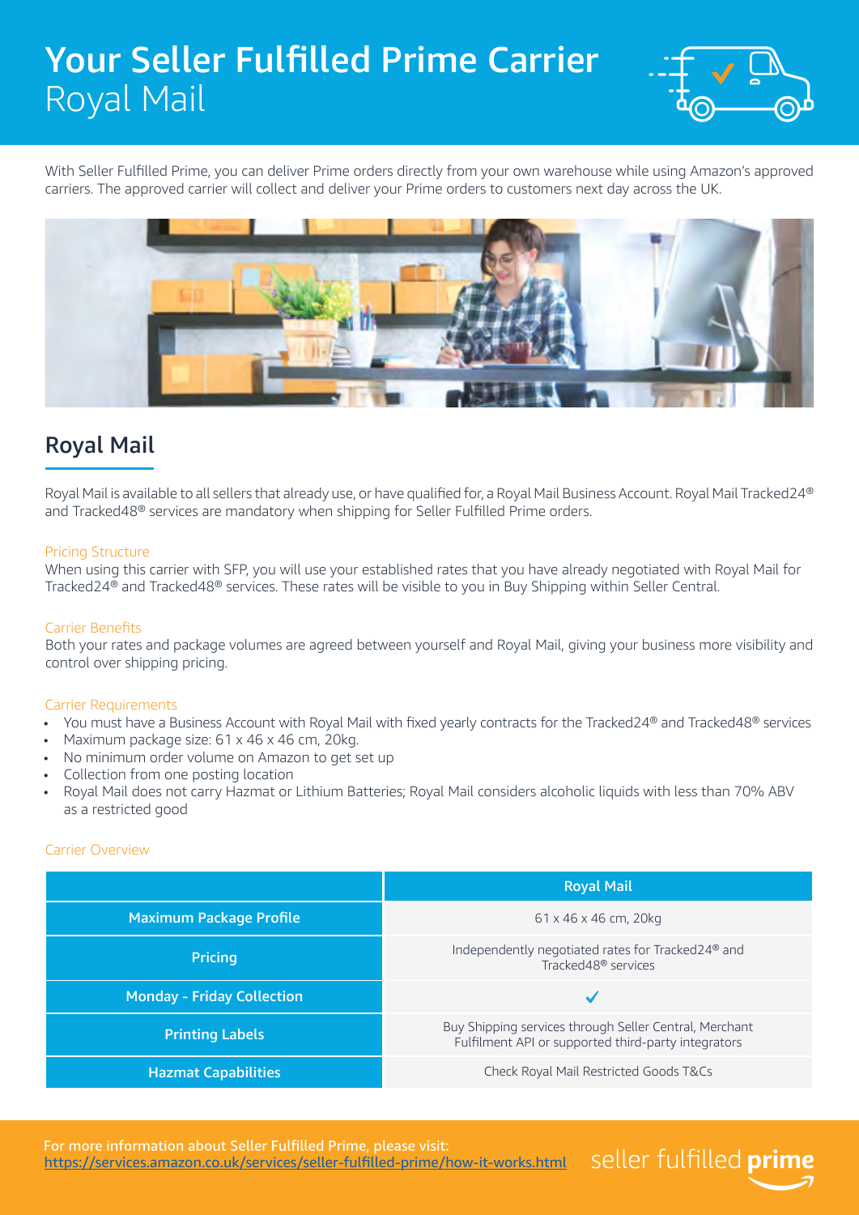# Your Seller Fulfilled Prime Carrier
Royal Mail

With Seller Fulfilled Prime, you can deliver Prime orders directly from your own warehouse while using Amazon's approved carriers. The approved carrier will collect and deliver your Prime orders to customers next day across the UK.

## Royal Mail

Royal Mail is available to all sellers that already use, or have qualified for, a Royal Mail Business Account. Royal Mail Tracked24® and Tracked48® services are mandatory when shipping for Seller Fulfilled Prime orders.

### Pricing Structure

When using this carrier with SFP, you will use your established rates that you have already negotiated with Royal Mail for Tracked24® and Tracked48® services. These rates will be visible to you in Buy Shipping within Seller Central.

### Carrier Benefits

Both your rates and package volumes are agreed between yourself and Royal Mail, giving your business more visibility and control over shipping pricing.

### Carrier Requirements

- You must have a Business Account with Royal Mail with fixed yearly contracts for the Tracked24® and Tracked48® services
- Maximum package size: 61 x 46 x 46 cm, 20kg.
- No minimum order volume on Amazon to get set up
- Collection from one posting location
- Royal Mail does not carry Hazmat or Lithium Batteries; Royal Mail considers alcoholic liquids with less than 70% ABV as a restricted good

### Carrier Overview

| | Royal Mail |
|---|---|
| **Maximum Package Profile** | 61 x 46 x 46 cm, 20kg |
| **Pricing** | Independently negotiated rates for Tracked24® and Tracked48® services |
| **Monday - Friday Collection** | ✓ |
| **Printing Labels** | Buy Shipping services through Seller Central, Merchant Fulfilment API or supported third-party integrators |
| **Hazmat Capabilities** | Check Royal Mail Restricted Goods T&Cs |

For more information about Seller Fulfilled Prime, please visit:
https://services.amazon.co.uk/services/seller-fulfilled-prime/how-it-works.html

seller fulfilled **prime**